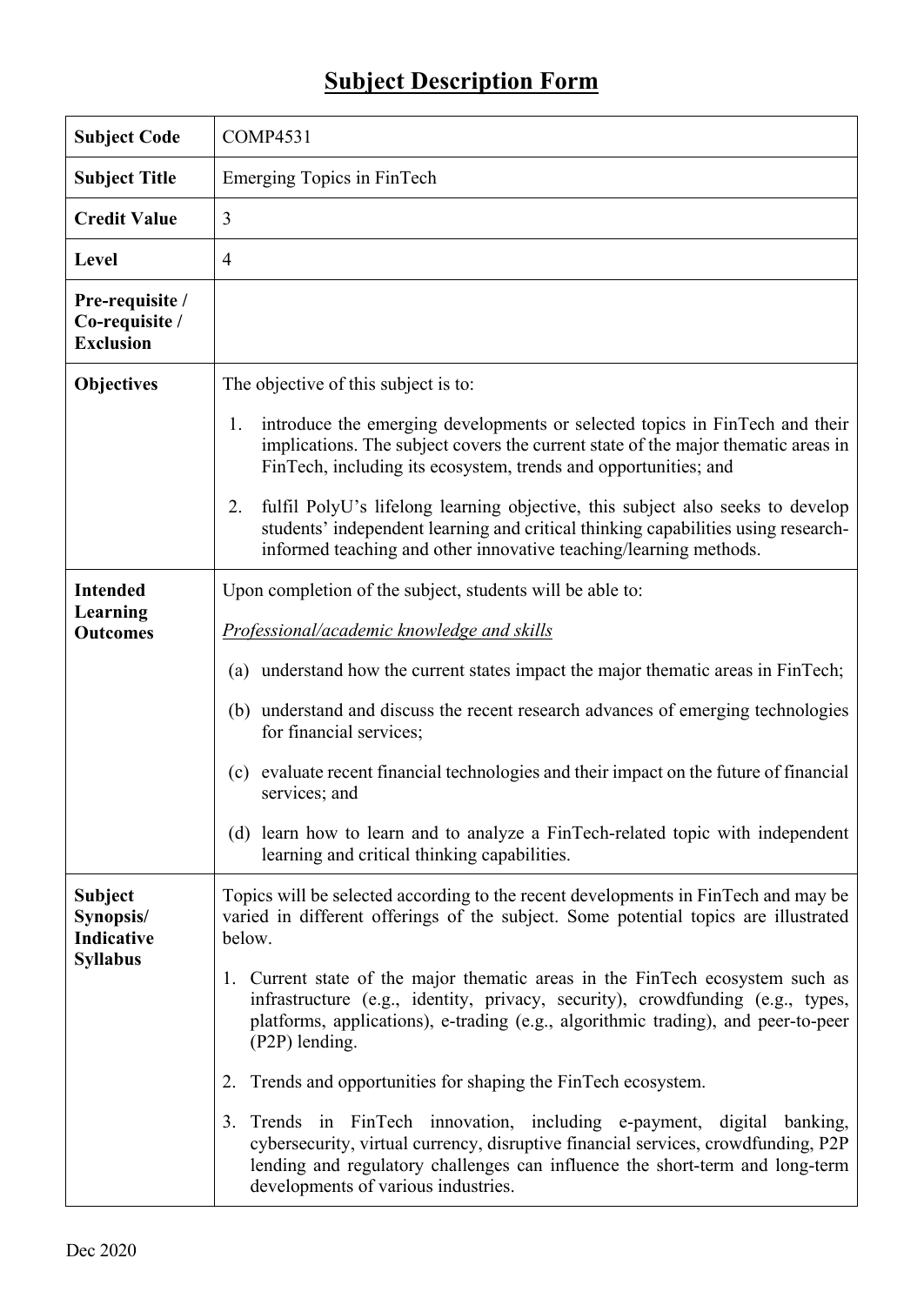# Subject Description Form

| | |
|---|---|
| **Subject Code** | COMP4531 |
| **Subject Title** | Emerging Topics in FinTech |
| **Credit Value** | 3 |
| **Level** | 4 |
| **Pre-requisite / Co-requisite / Exclusion** | |
| **Objectives** | The objective of this subject is to:<br><br>1. introduce the emerging developments or selected topics in FinTech and their implications. The subject covers the current state of the major thematic areas in FinTech, including its ecosystem, trends and opportunities; and<br><br>2. fulfil PolyU's lifelong learning objective, this subject also seeks to develop students' independent learning and critical thinking capabilities using research-informed teaching and other innovative teaching/learning methods. |
| **Intended Learning Outcomes** | Upon completion of the subject, students will be able to:<br><br>*Professional/academic knowledge and skills*<br><br>(a) understand how the current states impact the major thematic areas in FinTech;<br><br>(b) understand and discuss the recent research advances of emerging technologies for financial services;<br><br>(c) evaluate recent financial technologies and their impact on the future of financial services; and<br><br>(d) learn how to learn and to analyze a FinTech-related topic with independent learning and critical thinking capabilities. |
| **Subject Synopsis/ Indicative Syllabus** | Topics will be selected according to the recent developments in FinTech and may be varied in different offerings of the subject. Some potential topics are illustrated below.<br><br>1. Current state of the major thematic areas in the FinTech ecosystem such as infrastructure (e.g., identity, privacy, security), crowdfunding (e.g., types, platforms, applications), e-trading (e.g., algorithmic trading), and peer-to-peer (P2P) lending.<br><br>2. Trends and opportunities for shaping the FinTech ecosystem.<br><br>3. Trends in FinTech innovation, including e-payment, digital banking, cybersecurity, virtual currency, disruptive financial services, crowdfunding, P2P lending and regulatory challenges can influence the short-term and long-term developments of various industries. |

Dec 2020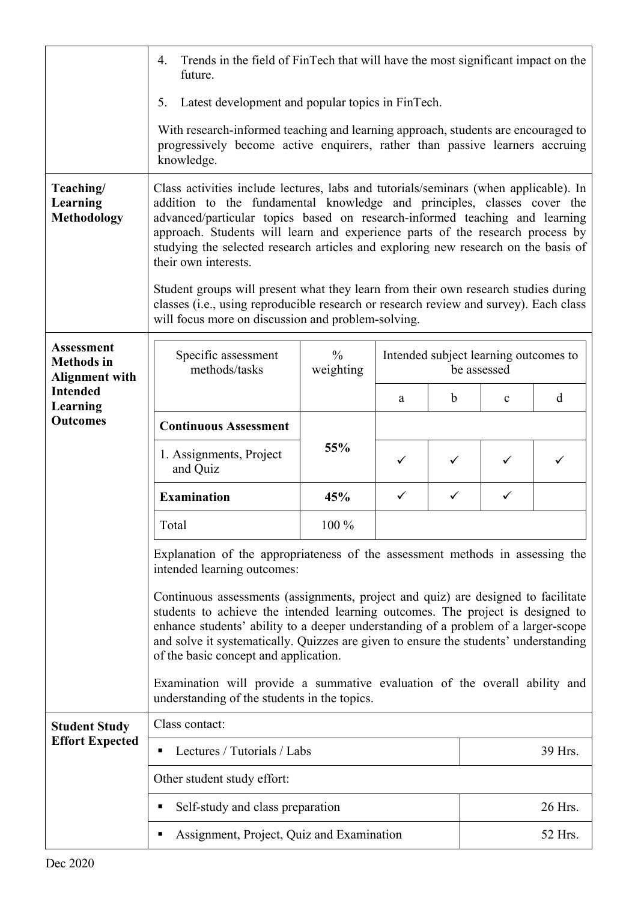| | |
|---|---|
| | 4. Trends in the field of FinTech that will have the most significant impact on the future.<br><br>5. Latest development and popular topics in FinTech.<br><br>With research-informed teaching and learning approach, students are encouraged to progressively become active enquirers, rather than passive learners accruing knowledge. |
| **Teaching/ Learning Methodology** | Class activities include lectures, labs and tutorials/seminars (when applicable). In addition to the fundamental knowledge and principles, classes cover the advanced/particular topics based on research-informed teaching and learning approach. Students will learn and experience parts of the research process by studying the selected research articles and exploring new research on the basis of their own interests.<br><br>Student groups will present what they learn from their own research studies during classes (i.e., using reproducible research or research review and survey). Each class will focus more on discussion and problem-solving. |
| **Assessment Methods in Alignment with Intended Learning Outcomes** | (see table below) |

| Specific assessment methods/tasks | % weighting | Intended subject learning outcomes to be assessed | | | |
|---|---|---|---|---|---|
| | | a | b | c | d |
| **Continuous Assessment** | **55%** | | | | |
| 1. Assignments, Project and Quiz | | ✓ | ✓ | ✓ | ✓ |
| **Examination** | **45%** | ✓ | ✓ | ✓ | |
| Total | 100 % | | | | |

Explanation of the appropriateness of the assessment methods in assessing the intended learning outcomes:

Continuous assessments (assignments, project and quiz) are designed to facilitate students to achieve the intended learning outcomes. The project is designed to enhance students' ability to a deeper understanding of a problem of a larger-scope and solve it systematically. Quizzes are given to ensure the students' understanding of the basic concept and application.

Examination will provide a summative evaluation of the overall ability and understanding of the students in the topics.

| **Student Study Effort Expected** | |
|---|---|
| Class contact: | |
| ▪ Lectures / Tutorials / Labs | 39 Hrs. |
| Other student study effort: | |
| ▪ Self-study and class preparation | 26 Hrs. |
| ▪ Assignment, Project, Quiz and Examination | 52 Hrs. |

Dec 2020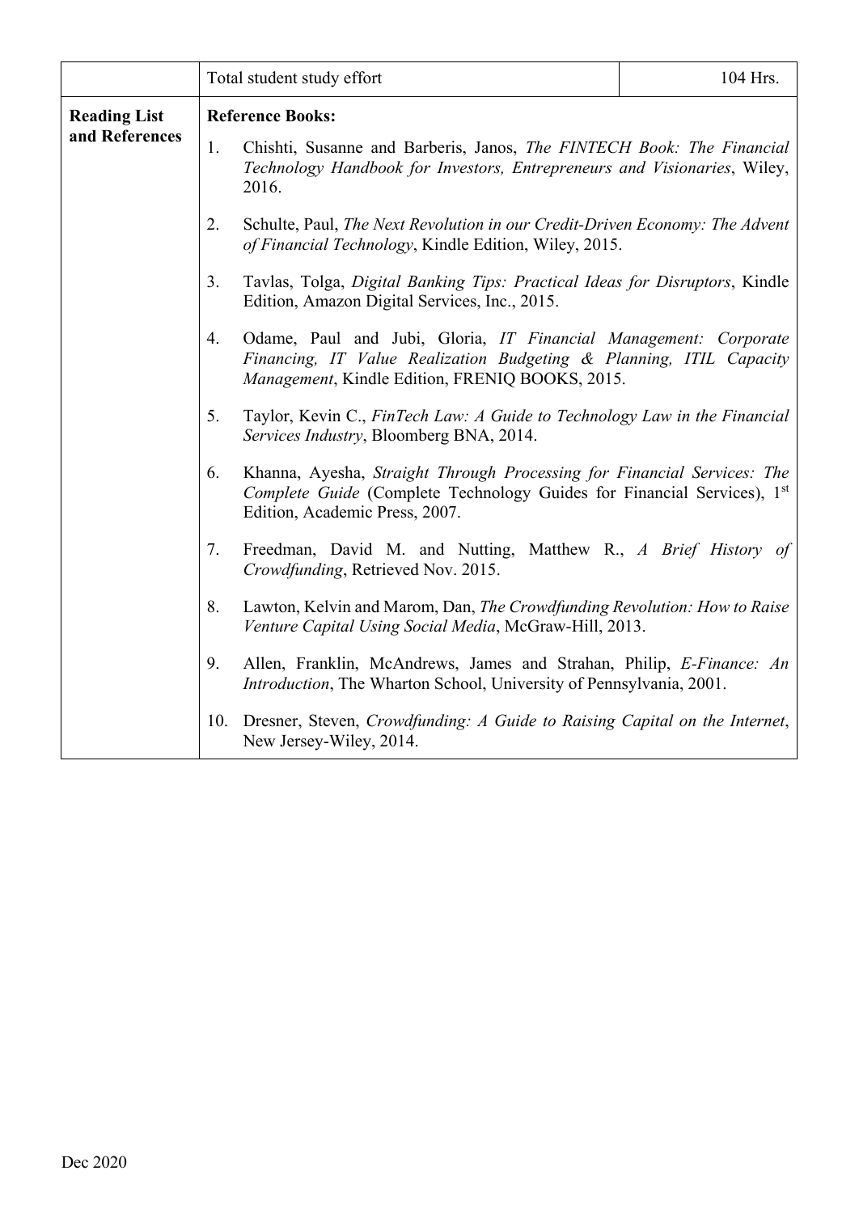| | | |
|---|---|---|
| | Total student study effort | 104 Hrs. |
| **Reading List and References** | **Reference Books:**<br>1. Chishti, Susanne and Barberis, Janos, *The FINTECH Book: The Financial Technology Handbook for Investors, Entrepreneurs and Visionaries*, Wiley, 2016.<br>2. Schulte, Paul, *The Next Revolution in our Credit-Driven Economy: The Advent of Financial Technology*, Kindle Edition, Wiley, 2015.<br>3. Tavlas, Tolga, *Digital Banking Tips: Practical Ideas for Disruptors*, Kindle Edition, Amazon Digital Services, Inc., 2015.<br>4. Odame, Paul and Jubi, Gloria, *IT Financial Management: Corporate Financing, IT Value Realization Budgeting & Planning, ITIL Capacity Management*, Kindle Edition, FRENIQ BOOKS, 2015.<br>5. Taylor, Kevin C., *FinTech Law: A Guide to Technology Law in the Financial Services Industry*, Bloomberg BNA, 2014.<br>6. Khanna, Ayesha, *Straight Through Processing for Financial Services: The Complete Guide* (Complete Technology Guides for Financial Services), 1st Edition, Academic Press, 2007.<br>7. Freedman, David M. and Nutting, Matthew R., *A Brief History of Crowdfunding*, Retrieved Nov. 2015.<br>8. Lawton, Kelvin and Marom, Dan, *The Crowdfunding Revolution: How to Raise Venture Capital Using Social Media*, McGraw-Hill, 2013.<br>9. Allen, Franklin, McAndrews, James and Strahan, Philip, *E-Finance: An Introduction*, The Wharton School, University of Pennsylvania, 2001.<br>10. Dresner, Steven, *Crowdfunding: A Guide to Raising Capital on the Internet*, New Jersey-Wiley, 2014. | |

Dec 2020